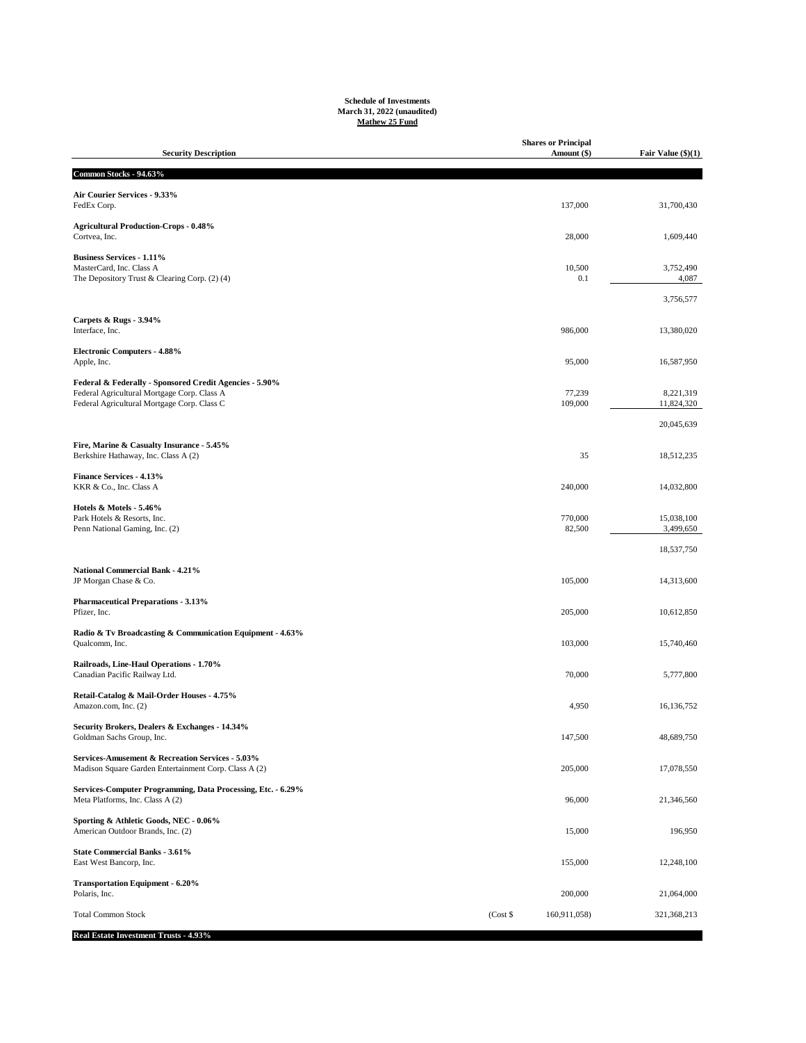**Schedule of Investments**
**March 31, 2022 (unaudited)**
**Mathew 25 Fund**

| Security Description | | Shares or Principal Amount ($) | Fair Value ($)(1) |
|---|---|---|---|
| **Common Stocks - 94.63%** | | | |
| **Air Courier Services - 9.33%** | | | |
| FedEx Corp. | | 137,000 | 31,700,430 |
| **Agricultural Production-Crops - 0.48%** | | | |
| Cortvea, Inc. | | 28,000 | 1,609,440 |
| **Business Services - 1.11%** | | | |
| MasterCard, Inc. Class A | | 10,500 | 3,752,490 |
| The Depository Trust & Clearing Corp. (2) (4) | | 0.1 | 4,087 |
| | | | 3,756,577 |
| **Carpets & Rugs - 3.94%** | | | |
| Interface, Inc. | | 986,000 | 13,380,020 |
| **Electronic Computers - 4.88%** | | | |
| Apple, Inc. | | 95,000 | 16,587,950 |
| **Federal & Federally - Sponsored Credit Agencies - 5.90%** | | | |
| Federal Agricultural Mortgage Corp. Class A | | 77,239 | 8,221,319 |
| Federal Agricultural Mortgage Corp. Class C | | 109,000 | 11,824,320 |
| | | | 20,045,639 |
| **Fire, Marine & Casualty Insurance - 5.45%** | | | |
| Berkshire Hathaway, Inc. Class A (2) | | 35 | 18,512,235 |
| **Finance Services - 4.13%** | | | |
| KKR & Co., Inc. Class A | | 240,000 | 14,032,800 |
| **Hotels & Motels - 5.46%** | | | |
| Park Hotels & Resorts, Inc. | | 770,000 | 15,038,100 |
| Penn National Gaming, Inc. (2) | | 82,500 | 3,499,650 |
| | | | 18,537,750 |
| **National Commercial Bank - 4.21%** | | | |
| JP Morgan Chase & Co. | | 105,000 | 14,313,600 |
| **Pharmaceutical Preparations - 3.13%** | | | |
| Pfizer, Inc. | | 205,000 | 10,612,850 |
| **Radio & Tv Broadcasting & Communication Equipment - 4.63%** | | | |
| Qualcomm, Inc. | | 103,000 | 15,740,460 |
| **Railroads, Line-Haul Operations - 1.70%** | | | |
| Canadian Pacific Railway Ltd. | | 70,000 | 5,777,800 |
| **Retail-Catalog & Mail-Order Houses - 4.75%** | | | |
| Amazon.com, Inc. (2) | | 4,950 | 16,136,752 |
| **Security Brokers, Dealers & Exchanges - 14.34%** | | | |
| Goldman Sachs Group, Inc. | | 147,500 | 48,689,750 |
| **Services-Amusement & Recreation Services - 5.03%** | | | |
| Madison Square Garden Entertainment Corp. Class A (2) | | 205,000 | 17,078,550 |
| **Services-Computer Programming, Data Processing, Etc. - 6.29%** | | | |
| Meta Platforms, Inc. Class A (2) | | 96,000 | 21,346,560 |
| **Sporting & Athletic Goods, NEC - 0.06%** | | | |
| American Outdoor Brands, Inc. (2) | | 15,000 | 196,950 |
| **State Commercial Banks - 3.61%** | | | |
| East West Bancorp, Inc. | | 155,000 | 12,248,100 |
| **Transportation Equipment - 6.20%** | | | |
| Polaris, Inc. | | 200,000 | 21,064,000 |
| Total Common Stock | (Cost $ | 160,911,058) | 321,368,213 |
| **Real Estate Investment Trusts - 4.93%** | | | |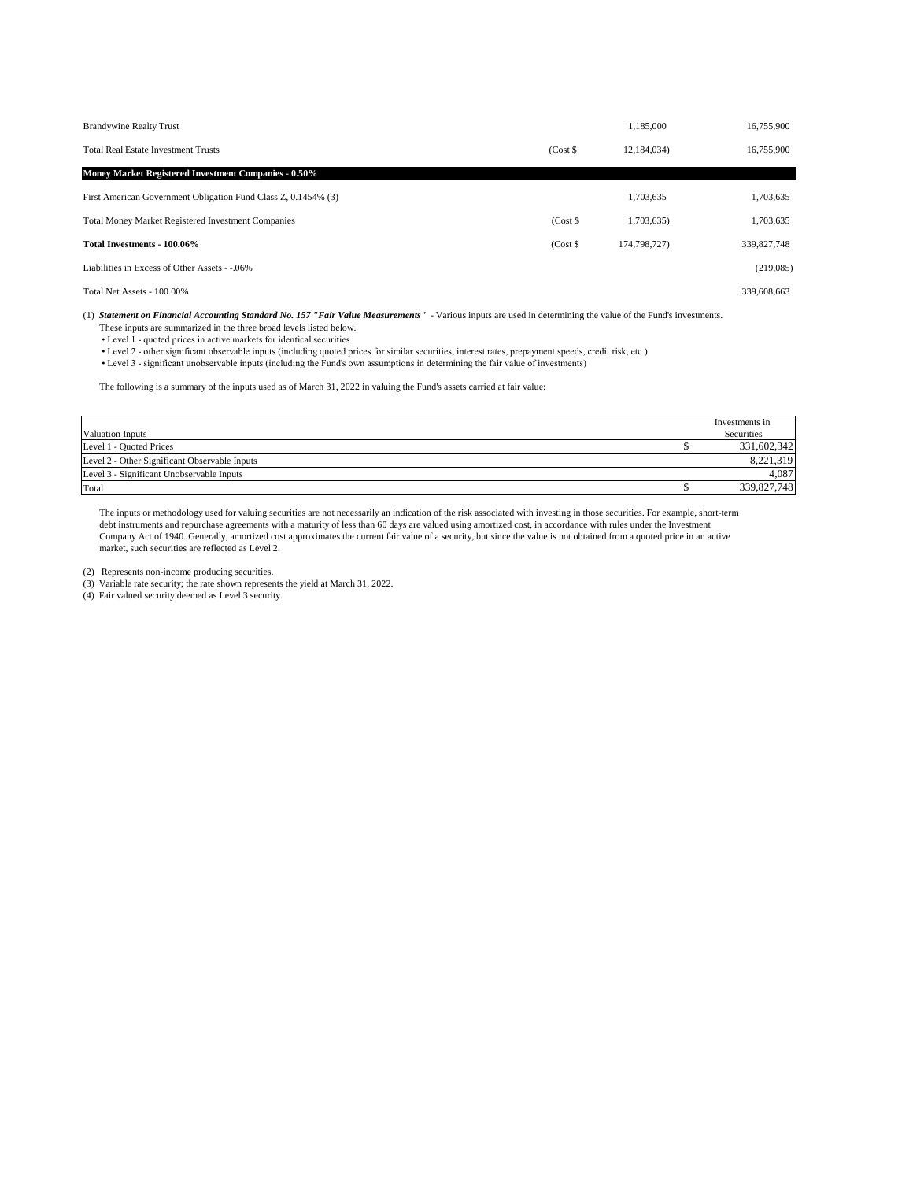| | | | |
|---|---|---|---|
| Brandywine Realty Trust | | 1,185,000 | 16,755,900 |
| Total Real Estate Investment Trusts | (Cost $ | 12,184,034) | 16,755,900 |
| **Money Market Registered Investment Companies - 0.50%** | | | |
| First American Government Obligation Fund Class Z, 0.1454% (3) | | 1,703,635 | 1,703,635 |
| Total Money Market Registered Investment Companies | (Cost $ | 1,703,635) | 1,703,635 |
| **Total Investments - 100.06%** | (Cost $ | 174,798,727) | 339,827,748 |
| Liabilities in Excess of Other Assets - -.06% | | | (219,085) |
| Total Net Assets - 100.00% | | | 339,608,663 |

(1) ***Statement on Financial Accounting Standard No. 157 "Fair Value Measurements"*** - Various inputs are used in determining the value of the Fund's investments. These inputs are summarized in the three broad levels listed below.

- Level 1 - quoted prices in active markets for identical securities
- Level 2 - other significant observable inputs (including quoted prices for similar securities, interest rates, prepayment speeds, credit risk, etc.)
- Level 3 - significant unobservable inputs (including the Fund's own assumptions in determining the fair value of investments)

The following is a summary of the inputs used as of March 31, 2022 in valuing the Fund's assets carried at fair value:

| Valuation Inputs | | Investments in Securities |
|---|---|---|
| Level 1 - Quoted Prices | $ | 331,602,342 |
| Level 2 - Other Significant Observable Inputs | | 8,221,319 |
| Level 3 - Significant Unobservable Inputs | | 4,087 |
| Total | $ | 339,827,748 |

The inputs or methodology used for valuing securities are not necessarily an indication of the risk associated with investing in those securities. For example, short-term debt instruments and repurchase agreements with a maturity of less than 60 days are valued using amortized cost, in accordance with rules under the Investment Company Act of 1940. Generally, amortized cost approximates the current fair value of a security, but since the value is not obtained from a quoted price in an active market, such securities are reflected as Level 2.

(2) Represents non-income producing securities.

(3) Variable rate security; the rate shown represents the yield at March 31, 2022.

(4) Fair valued security deemed as Level 3 security.